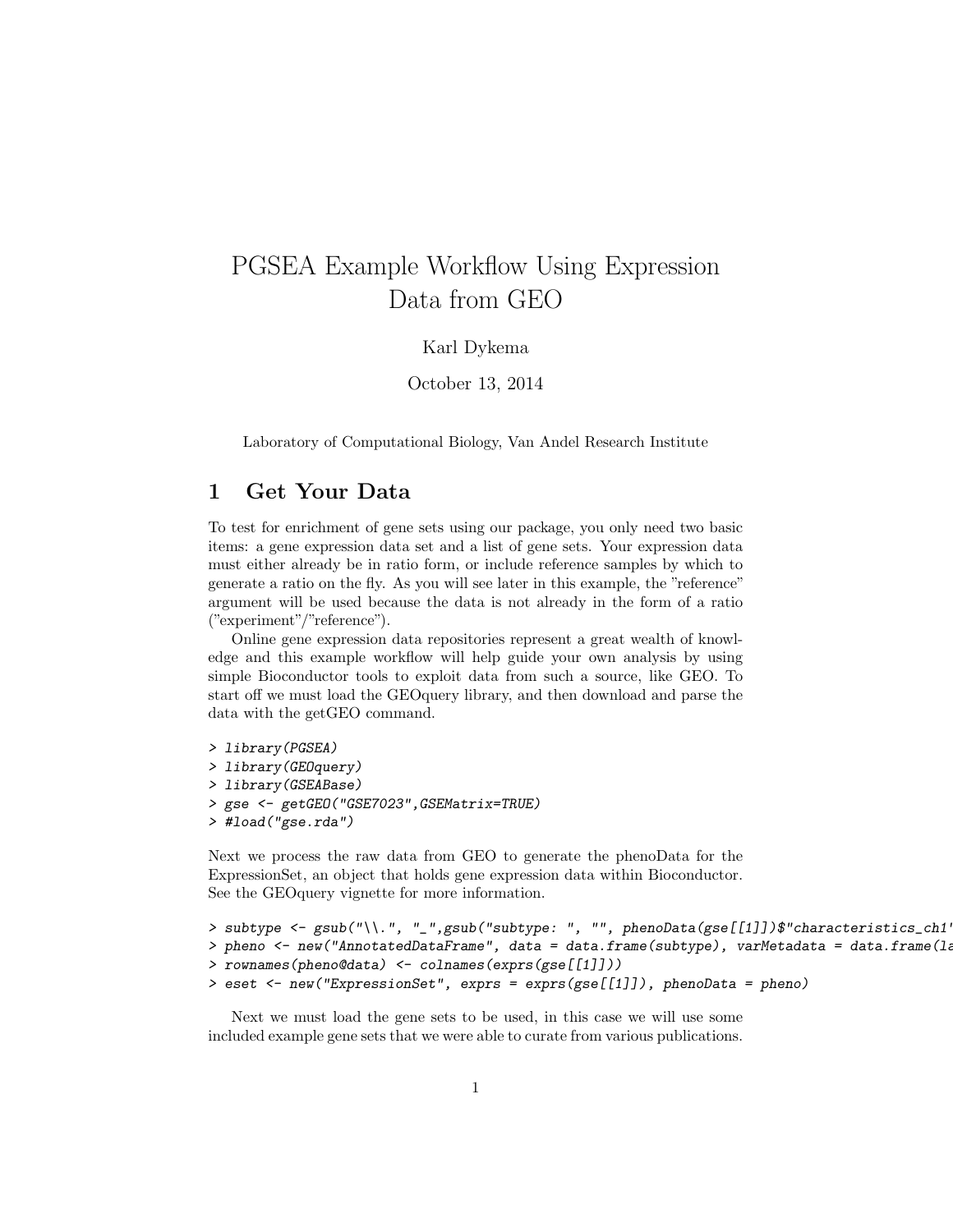# PGSEA Example Workflow Using Expression Data from GEO

Karl Dykema

October 13, 2014

Laboratory of Computational Biology, Van Andel Research Institute

## 1 Get Your Data

To test for enrichment of gene sets using our package, you only need two basic items: a gene expression data set and a list of gene sets. Your expression data must either already be in ratio form, or include reference samples by which to generate a ratio on the fly. As you will see later in this example, the "reference" argument will be used because the data is not already in the form of a ratio ("experiment"/"reference").

Online gene expression data repositories represent a great wealth of knowledge and this example workflow will help guide your own analysis by using simple Bioconductor tools to exploit data from such a source, like GEO. To start off we must load the GEOquery library, and then download and parse the data with the getGEO command.

```
> library(PGSEA)
> library(GEOquery)
> library(GSEABase)
> gse <- getGEO("GSE7023",GSEMatrix=TRUE)
> #load("gse.rda")
```

Next we process the raw data from GEO to generate the phenoData for the ExpressionSet, an object that holds gene expression data within Bioconductor. See the GEOquery vignette for more information.

```
> subtype <- gsub("\\.", "_",gsub("subtype: ", "", phenoData(gse[[1]])$"characteristics_ch1"
> pheno <- new("AnnotatedDataFrame", data = data.frame(subtype), varMetadata = data.frame(la
> rownames(pheno@data) <- colnames(exprs(gse[[1]]))
> eset <- new("ExpressionSet", exprs = exprs(gse[[1]]), phenoData = pheno)
```

Next we must load the gene sets to be used, in this case we will use some included example gene sets that we were able to curate from various publications.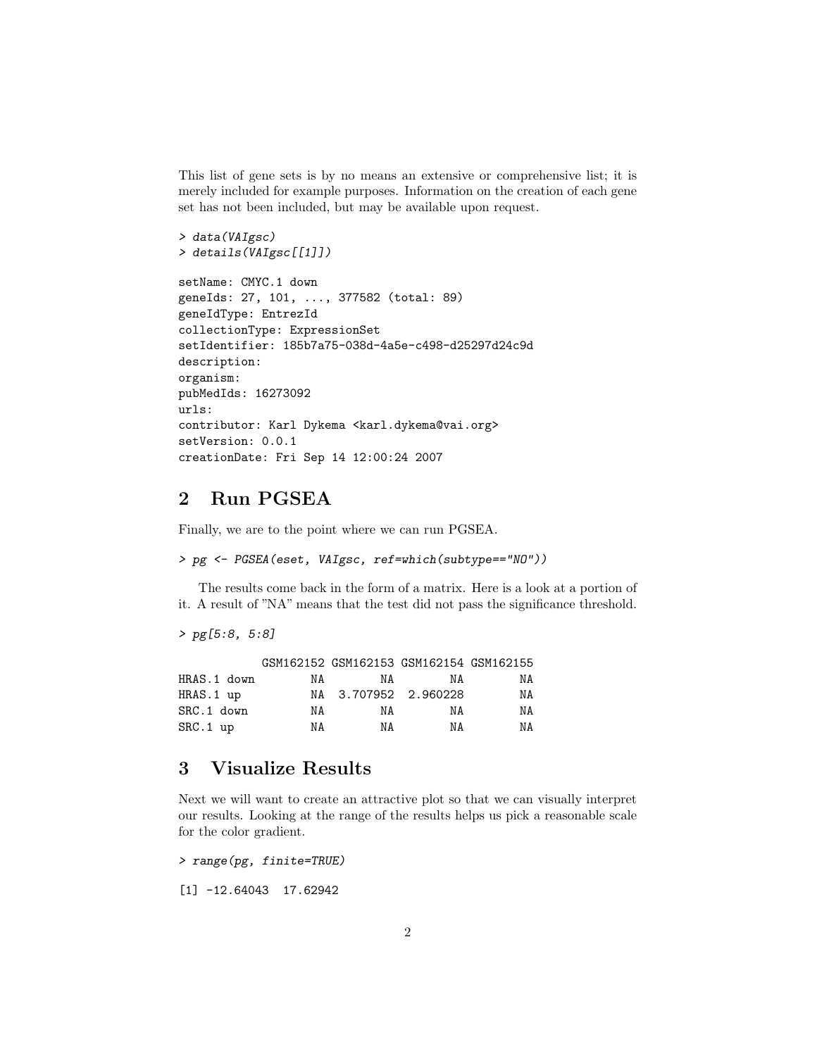This list of gene sets is by no means an extensive or comprehensive list; it is merely included for example purposes. Information on the creation of each gene set has not been included, but may be available upon request.

```
> data(VAIgsc)
> details(VAIgsc[[1]])

setName: CMYC.1 down
geneIds: 27, 101, ..., 377582 (total: 89)
geneIdType: EntrezId
collectionType: ExpressionSet
setIdentifier: 185b7a75-038d-4a5e-c498-d25297d24c9d
description:
organism:
pubMedIds: 16273092
urls:
contributor: Karl Dykema <karl.dykema@vai.org>
setVersion: 0.0.1
creationDate: Fri Sep 14 12:00:24 2007
```

## 2 Run PGSEA

Finally, we are to the point where we can run PGSEA.

```
> pg <- PGSEA(eset, VAIgsc, ref=which(subtype=="NO"))
```

The results come back in the form of a matrix. Here is a look at a portion of it. A result of "NA" means that the test did not pass the significance threshold.

```
> pg[5:8, 5:8]

           GSM162152 GSM162153 GSM162154 GSM162155
HRAS.1 down        NA        NA        NA        NA
HRAS.1 up          NA  3.707952  2.960228        NA
SRC.1 down         NA        NA        NA        NA
SRC.1 up           NA        NA        NA        NA
```

## 3 Visualize Results

Next we will want to create an attractive plot so that we can visually interpret our results. Looking at the range of the results helps us pick a reasonable scale for the color gradient.

```
> range(pg, finite=TRUE)

[1] -12.64043  17.62942
```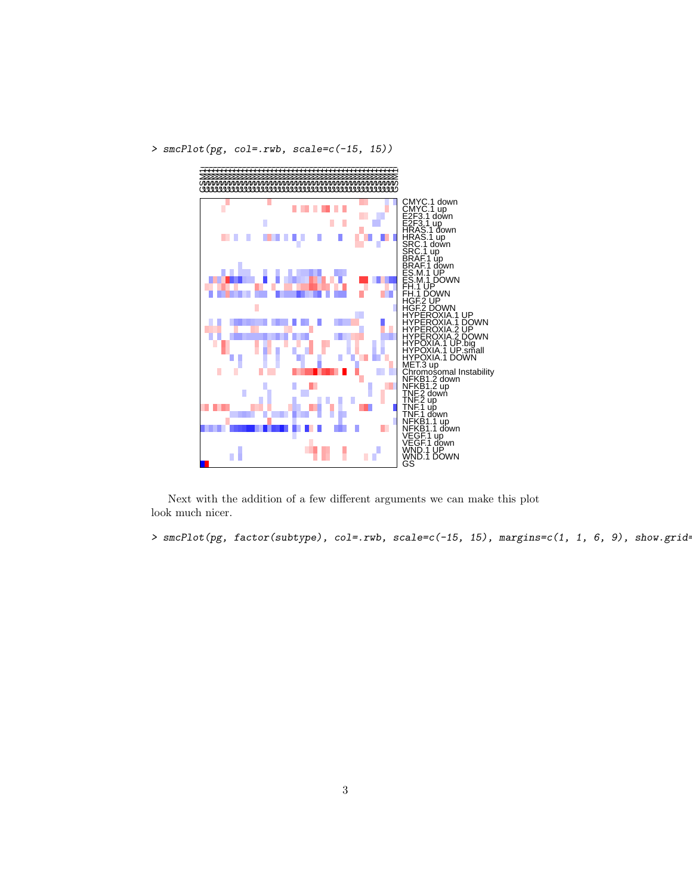```
> smcPlot(pg, col=.rwb, scale=c(-15, 15))
```

Next with the addition of a few different arguments we can make this plot look much nicer.

```
> smcPlot(pg, factor(subtype), col=.rwb, scale=c(-15, 15), margins=c(1, 1, 6, 9), show.grid=
```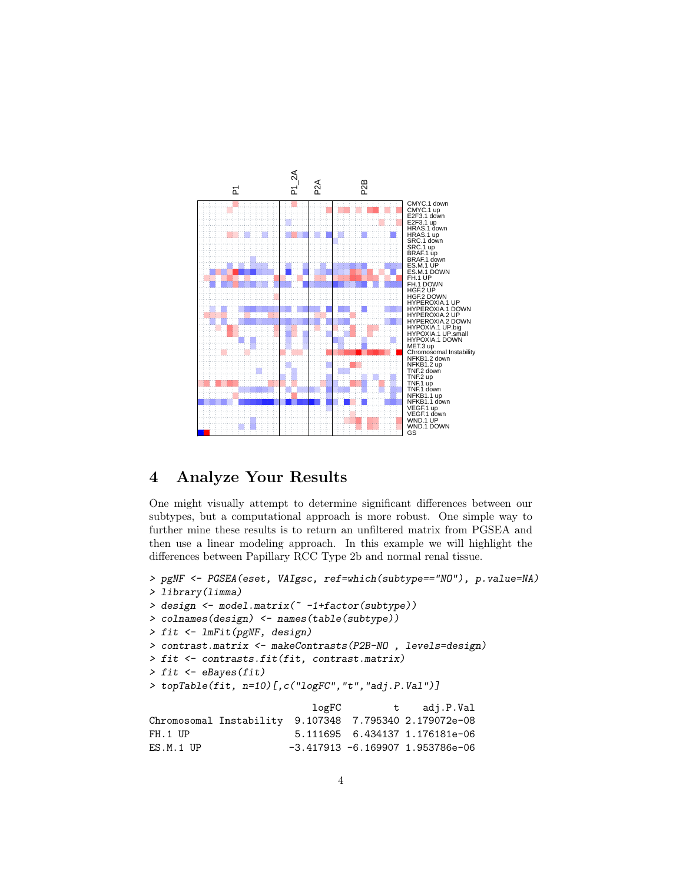## 4 Analyze Your Results

One might visually attempt to determine significant differences between our subtypes, but a computational approach is more robust. One simple way to further mine these results is to return an unfiltered matrix from PGSEA and then use a linear modeling approach. In this example we will highlight the differences between Papillary RCC Type 2b and normal renal tissue.

```
> pgNF <- PGSEA(eset, VAIgsc, ref=which(subtype=="NO"), p.value=NA)
> library(limma)
> design <- model.matrix(~ -1+factor(subtype))
> colnames(design) <- names(table(subtype))
> fit <- lmFit(pgNF, design)
> contrast.matrix <- makeContrasts(P2B-NO , levels=design)
> fit <- contrasts.fit(fit, contrast.matrix)
> fit <- eBayes(fit)
> topTable(fit, n=10)[,c("logFC","t","adj.P.Val")]
```

```
                           logFC         t    adj.P.Val
Chromosomal Instability  9.107348  7.795340 2.179072e-08
FH.1 UP                  5.111695  6.434137 1.176181e-06
ES.M.1 UP               -3.417913 -6.169907 1.953786e-06
```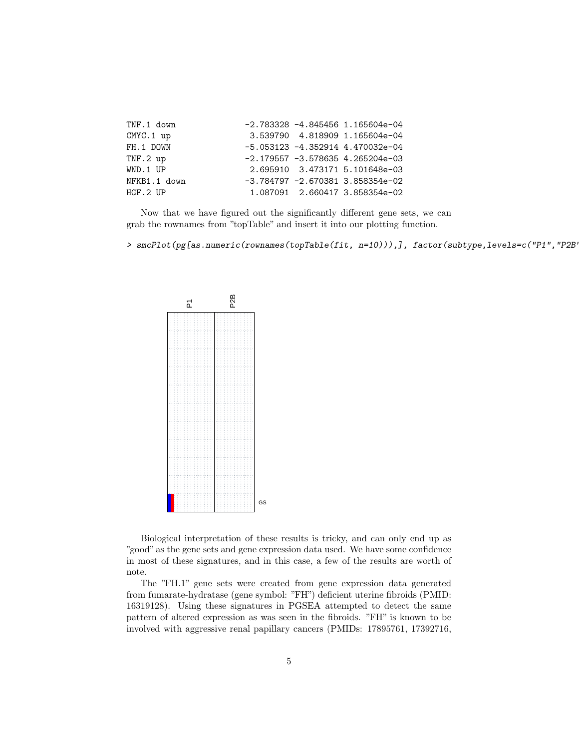```
TNF.1 down            -2.783328 -4.845456 1.165604e-04
CMYC.1 up              3.539790  4.818909 1.165604e-04
FH.1 DOWN             -5.053123 -4.352914 4.470032e-04
TNF.2 up              -2.179557 -3.578635 4.265204e-03
WND.1 UP               2.695910  3.473171 5.101648e-03
NFKB1.1 down          -3.784797 -2.670381 3.858354e-02
HGF.2 UP               1.087091  2.660417 3.858354e-02
```

Now that we have figured out the significantly different gene sets, we can grab the rownames from "topTable" and insert it into our plotting function.

```
> smcPlot(pg[as.numeric(rownames(topTable(fit, n=10))),], factor(subtype,levels=c("P1","P2B'
```

Biological interpretation of these results is tricky, and can only end up as "good" as the gene sets and gene expression data used. We have some confidence in most of these signatures, and in this case, a few of the results are worth of note.

The "FH.1" gene sets were created from gene expression data generated from fumarate-hydratase (gene symbol: "FH") deficient uterine fibroids (PMID: 16319128). Using these signatures in PGSEA attempted to detect the same pattern of altered expression as was seen in the fibroids. "FH" is known to be involved with aggressive renal papillary cancers (PMIDs: 17895761, 17392716,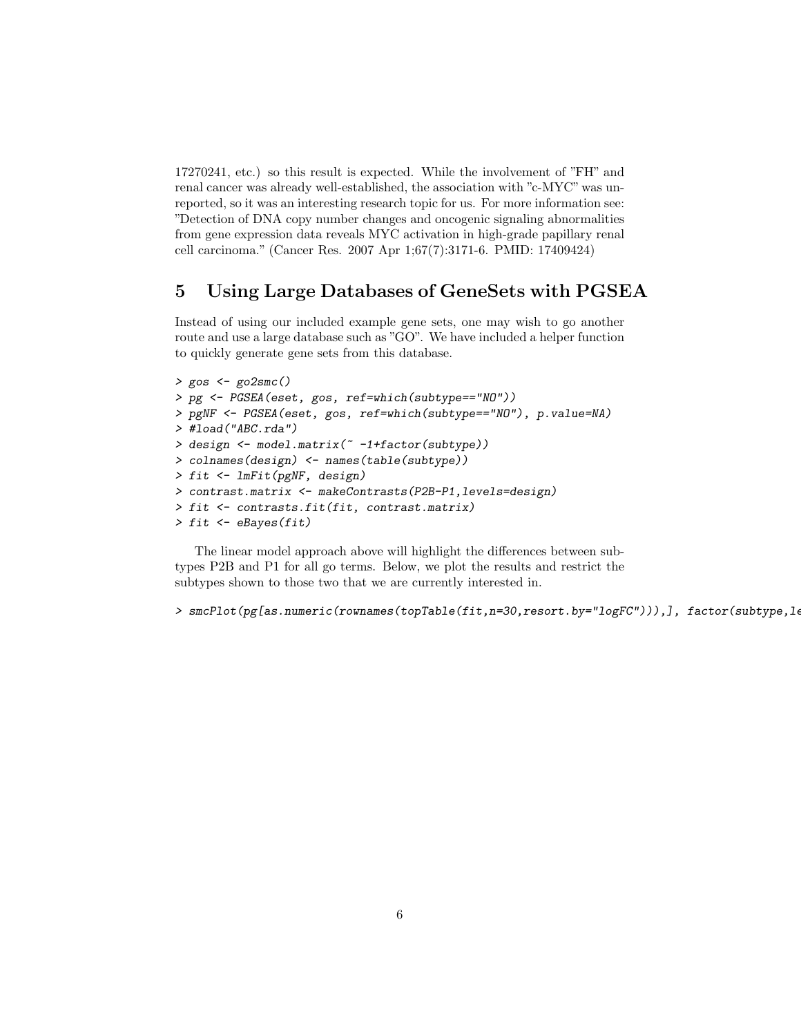17270241, etc.) so this result is expected. While the involvement of "FH" and renal cancer was already well-established, the association with "c-MYC" was unreported, so it was an interesting research topic for us. For more information see: "Detection of DNA copy number changes and oncogenic signaling abnormalities from gene expression data reveals MYC activation in high-grade papillary renal cell carcinoma." (Cancer Res. 2007 Apr 1;67(7):3171-6. PMID: 17409424)

# 5 Using Large Databases of GeneSets with PGSEA

Instead of using our included example gene sets, one may wish to go another route and use a large database such as "GO". We have included a helper function to quickly generate gene sets from this database.

```
> gos <- go2smc()
> pg <- PGSEA(eset, gos, ref=which(subtype=="NO"))
> pgNF <- PGSEA(eset, gos, ref=which(subtype=="NO"), p.value=NA)
> #load("ABC.rda")
> design <- model.matrix(~ -1+factor(subtype))
> colnames(design) <- names(table(subtype))
> fit <- lmFit(pgNF, design)
> contrast.matrix <- makeContrasts(P2B-P1,levels=design)
> fit <- contrasts.fit(fit, contrast.matrix)
> fit <- eBayes(fit)
```

The linear model approach above will highlight the differences between subtypes P2B and P1 for all go terms. Below, we plot the results and restrict the subtypes shown to those two that we are currently interested in.

```
> smcPlot(pg[as.numeric(rownames(topTable(fit,n=30,resort.by="logFC"))),], factor(subtype,le
```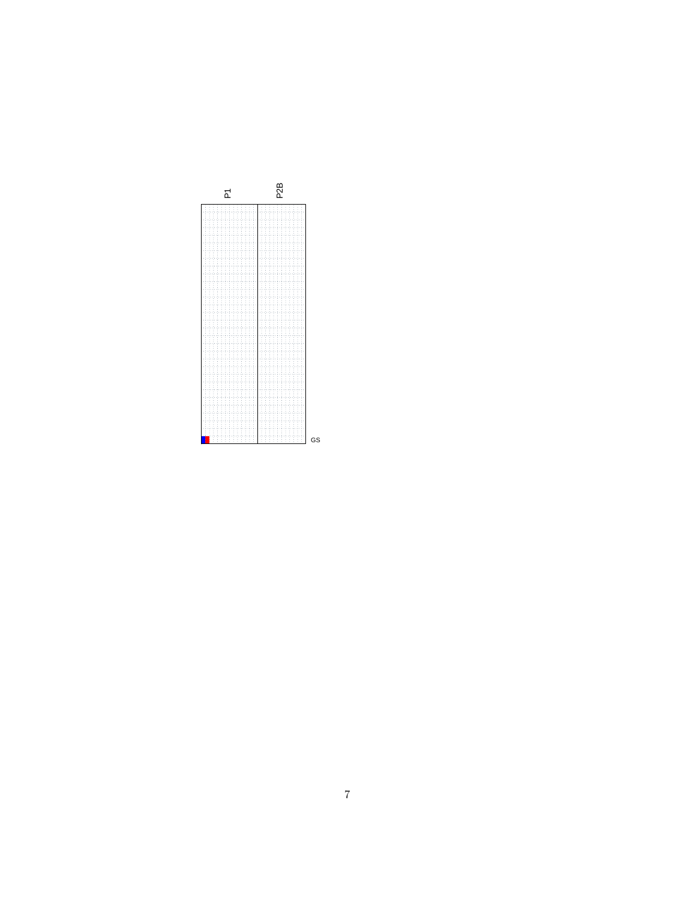P1

P2B

GS